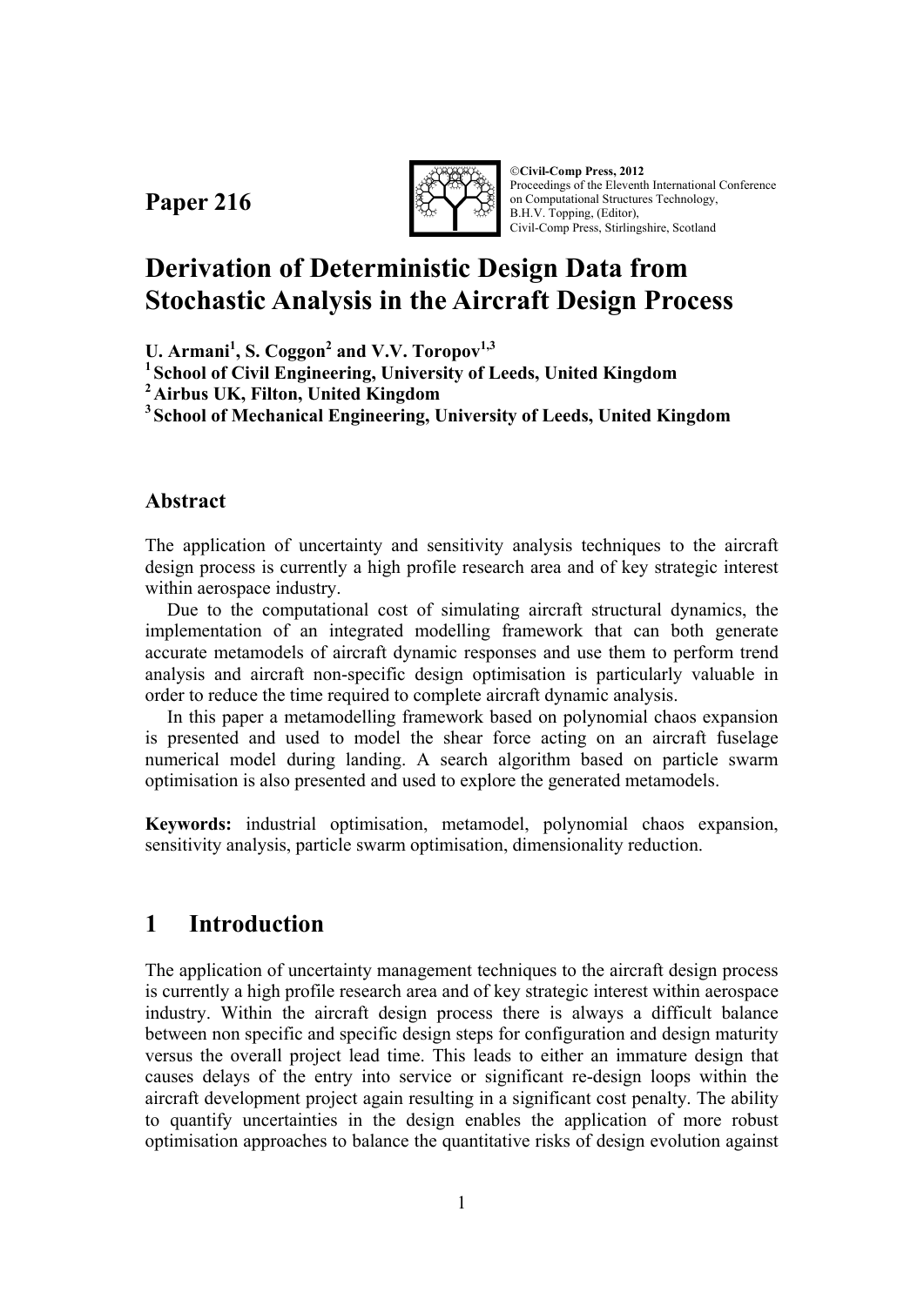Paper 216

©Civil-Comp Press, 2012
Proceedings of the Eleventh International Conference on Computational Structures Technology,
B.H.V. Topping, (Editor),
Civil-Comp Press, Stirlingshire, Scotland

# Derivation of Deterministic Design Data from Stochastic Analysis in the Aircraft Design Process

**U. Armani[1], S. Coggon[2] and V.V. Toropov[1,3]**
**[1] School of Civil Engineering, University of Leeds, United Kingdom**
**[2] Airbus UK, Filton, United Kingdom**
**[3] School of Mechanical Engineering, University of Leeds, United Kingdom**

## Abstract

The application of uncertainty and sensitivity analysis techniques to the aircraft design process is currently a high profile research area and of key strategic interest within aerospace industry.

Due to the computational cost of simulating aircraft structural dynamics, the implementation of an integrated modelling framework that can both generate accurate metamodels of aircraft dynamic responses and use them to perform trend analysis and aircraft non-specific design optimisation is particularly valuable in order to reduce the time required to complete aircraft dynamic analysis.

In this paper a metamodelling framework based on polynomial chaos expansion is presented and used to model the shear force acting on an aircraft fuselage numerical model during landing. A search algorithm based on particle swarm optimisation is also presented and used to explore the generated metamodels.

**Keywords:** industrial optimisation, metamodel, polynomial chaos expansion, sensitivity analysis, particle swarm optimisation, dimensionality reduction.

## 1 Introduction

The application of uncertainty management techniques to the aircraft design process is currently a high profile research area and of key strategic interest within aerospace industry. Within the aircraft design process there is always a difficult balance between non specific and specific design steps for configuration and design maturity versus the overall project lead time. This leads to either an immature design that causes delays of the entry into service or significant re-design loops within the aircraft development project again resulting in a significant cost penalty. The ability to quantify uncertainties in the design enables the application of more robust optimisation approaches to balance the quantitative risks of design evolution against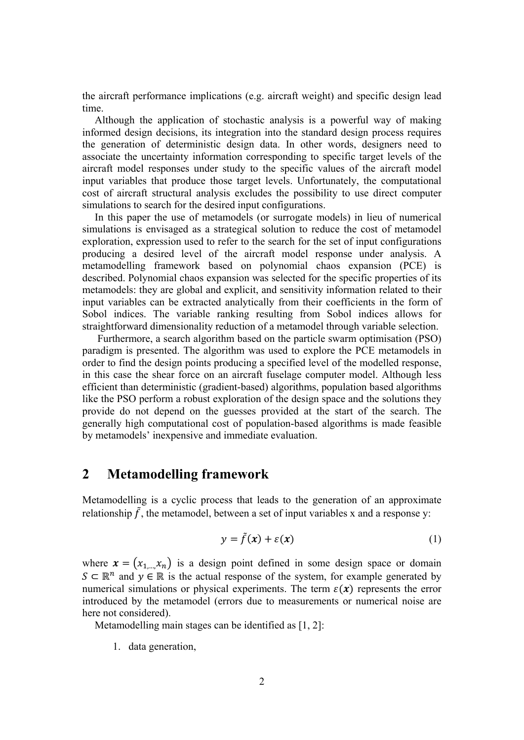the aircraft performance implications (e.g. aircraft weight) and specific design lead time.

Although the application of stochastic analysis is a powerful way of making informed design decisions, its integration into the standard design process requires the generation of deterministic design data. In other words, designers need to associate the uncertainty information corresponding to specific target levels of the aircraft model responses under study to the specific values of the aircraft model input variables that produce those target levels. Unfortunately, the computational cost of aircraft structural analysis excludes the possibility to use direct computer simulations to search for the desired input configurations.

In this paper the use of metamodels (or surrogate models) in lieu of numerical simulations is envisaged as a strategical solution to reduce the cost of metamodel exploration, expression used to refer to the search for the set of input configurations producing a desired level of the aircraft model response under analysis. A metamodelling framework based on polynomial chaos expansion (PCE) is described. Polynomial chaos expansion was selected for the specific properties of its metamodels: they are global and explicit, and sensitivity information related to their input variables can be extracted analytically from their coefficients in the form of Sobol indices. The variable ranking resulting from Sobol indices allows for straightforward dimensionality reduction of a metamodel through variable selection.

Furthermore, a search algorithm based on the particle swarm optimisation (PSO) paradigm is presented. The algorithm was used to explore the PCE metamodels in order to find the design points producing a specified level of the modelled response, in this case the shear force on an aircraft fuselage computer model. Although less efficient than deterministic (gradient-based) algorithms, population based algorithms like the PSO perform a robust exploration of the design space and the solutions they provide do not depend on the guesses provided at the start of the search. The generally high computational cost of population-based algorithms is made feasible by metamodels' inexpensive and immediate evaluation.

## 2 Metamodelling framework

Metamodelling is a cyclic process that leads to the generation of an approximate relationship $\tilde{f}$, the metamodel, between a set of input variables x and a response y:

$$y = \tilde{f}(\boldsymbol{x}) + \varepsilon(\boldsymbol{x}) \tag{1}$$

where $\boldsymbol{x} = (x_{1,\dots,}x_n)$ is a design point defined in some design space or domain $S \subset \mathbb{R}^n$ and $y \in \mathbb{R}$ is the actual response of the system, for example generated by numerical simulations or physical experiments. The term $\varepsilon(\boldsymbol{x})$ represents the error introduced by the metamodel (errors due to measurements or numerical noise are here not considered).

Metamodelling main stages can be identified as [1, 2]:

1. data generation,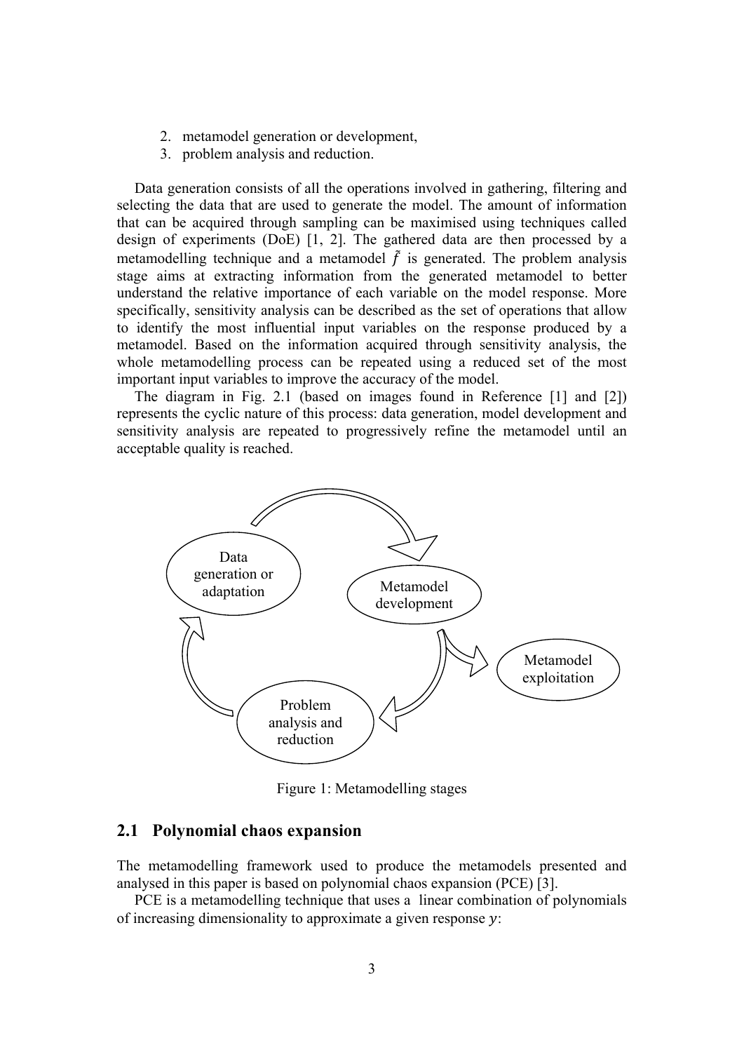2. metamodel generation or development,
3. problem analysis and reduction.

Data generation consists of all the operations involved in gathering, filtering and selecting the data that are used to generate the model. The amount of information that can be acquired through sampling can be maximised using techniques called design of experiments (DoE) [1, 2]. The gathered data are then processed by a metamodelling technique and a metamodel $\tilde{f}$ is generated. The problem analysis stage aims at extracting information from the generated metamodel to better understand the relative importance of each variable on the model response. More specifically, sensitivity analysis can be described as the set of operations that allow to identify the most influential input variables on the response produced by a metamodel. Based on the information acquired through sensitivity analysis, the whole metamodelling process can be repeated using a reduced set of the most important input variables to improve the accuracy of the model.

The diagram in Fig. 2.1 (based on images found in Reference [1] and [2]) represents the cyclic nature of this process: data generation, model development and sensitivity analysis are repeated to progressively refine the metamodel until an acceptable quality is reached.

Data generation or adaptation

Metamodel development

Metamodel exploitation

Problem analysis and reduction

Figure 1: Metamodelling stages

## 2.1 Polynomial chaos expansion

The metamodelling framework used to produce the metamodels presented and analysed in this paper is based on polynomial chaos expansion (PCE) [3].

PCE is a metamodelling technique that uses a linear combination of polynomials of increasing dimensionality to approximate a given response $y$: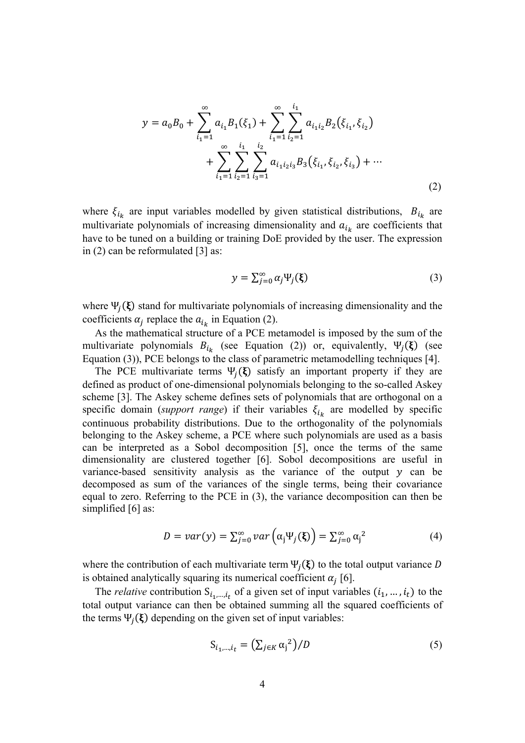$$y = a_0 B_0 + \sum_{i_1=1}^{\infty} a_{i_1} B_1(\xi_1) + \sum_{i_1=1}^{\infty} \sum_{i_2=1}^{i_1} a_{i_1 i_2} B_2(\xi_{i_1}, \xi_{i_2}) + \sum_{i_1=1}^{\infty} \sum_{i_2=1}^{i_1} \sum_{i_3=1}^{i_2} a_{i_1 i_2 i_3} B_3(\xi_{i_1}, \xi_{i_2}, \xi_{i_3}) + \cdots \tag{2}$$

where $\xi_{i_k}$ are input variables modelled by given statistical distributions, $B_{i_k}$ are multivariate polynomials of increasing dimensionality and $a_{i_k}$ are coefficients that have to be tuned on a building or training DoE provided by the user. The expression in (2) can be reformulated [3] as:

$$y = \sum_{j=0}^{\infty} \alpha_j \Psi_j(\boldsymbol{\xi}) \tag{3}$$

where $\Psi_j(\boldsymbol{\xi})$ stand for multivariate polynomials of increasing dimensionality and the coefficients $\alpha_j$ replace the $a_{i_k}$ in Equation (2).

As the mathematical structure of a PCE metamodel is imposed by the sum of the multivariate polynomials $B_{i_k}$ (see Equation (2)) or, equivalently, $\Psi_j(\boldsymbol{\xi})$ (see Equation (3)), PCE belongs to the class of parametric metamodelling techniques [4].

The PCE multivariate terms $\Psi_j(\boldsymbol{\xi})$ satisfy an important property if they are defined as product of one-dimensional polynomials belonging to the so-called Askey scheme [3]. The Askey scheme defines sets of polynomials that are orthogonal on a specific domain (*support range*) if their variables $\xi_{i_k}$ are modelled by specific continuous probability distributions. Due to the orthogonality of the polynomials belonging to the Askey scheme, a PCE where such polynomials are used as a basis can be interpreted as a Sobol decomposition [5], once the terms of the same dimensionality are clustered together [6]. Sobol decompositions are useful in variance-based sensitivity analysis as the variance of the output $y$ can be decomposed as sum of the variances of the single terms, being their covariance equal to zero. Referring to the PCE in (3), the variance decomposition can then be simplified [6] as:

$$D = var(y) = \sum_{j=0}^{\infty} var\left(\alpha_j \Psi_j(\boldsymbol{\xi})\right) = \sum_{j=0}^{\infty} \alpha_j^{\,2} \tag{4}$$

where the contribution of each multivariate term $\Psi_j(\boldsymbol{\xi})$ to the total output variance $D$ is obtained analytically squaring its numerical coefficient $\alpha_j$ [6].

The *relative* contribution $S_{i_1,\ldots,i_t}$ of a given set of input variables $(i_1, \ldots, i_t)$ to the total output variance can then be obtained summing all the squared coefficients of the terms $\Psi_j(\boldsymbol{\xi})$ depending on the given set of input variables:

$$S_{i_1,\ldots,i_t} = \left(\sum_{j \in K} \alpha_j^{\,2}\right)/D \tag{5}$$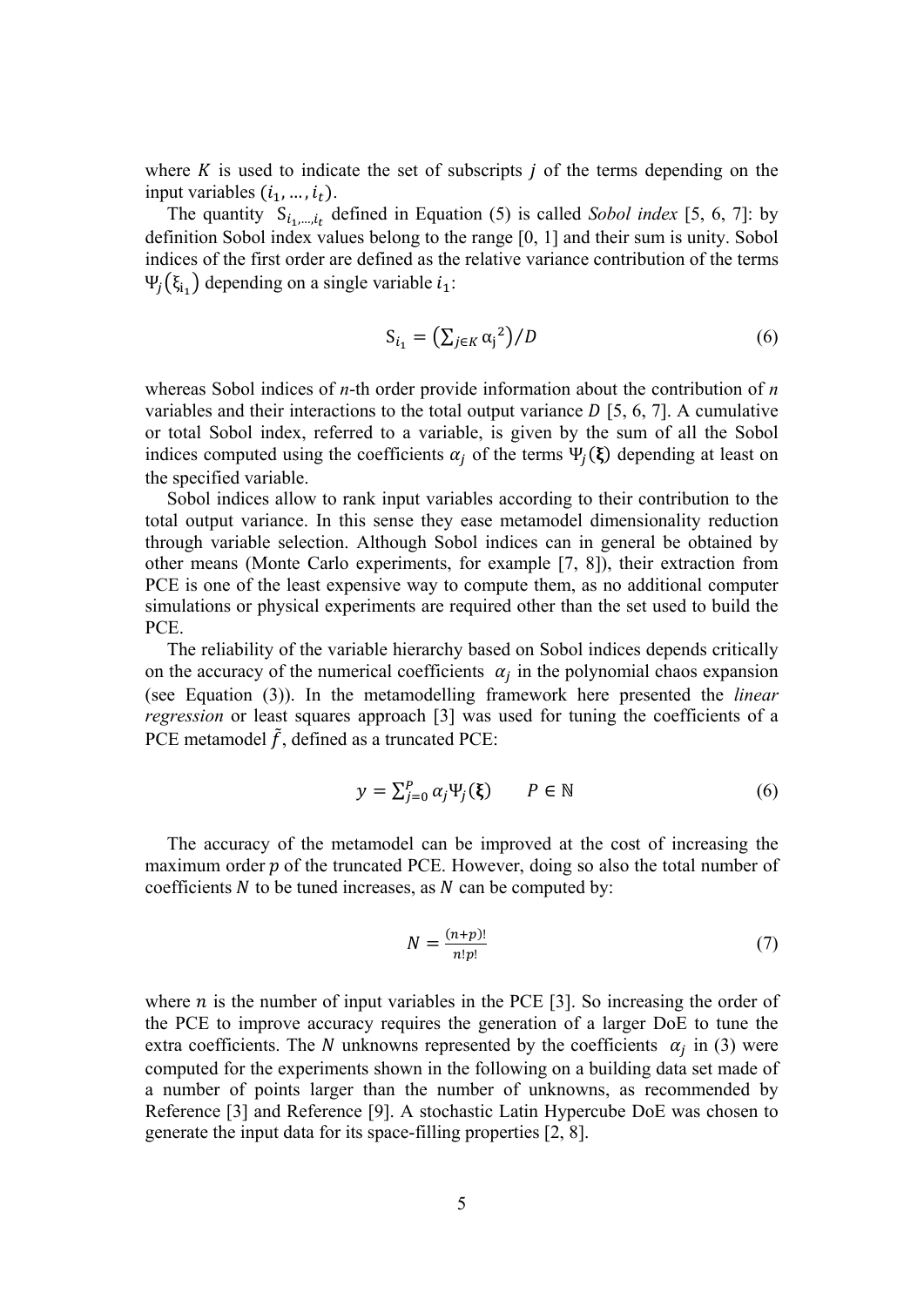where $K$ is used to indicate the set of subscripts $j$ of the terms depending on the input variables $(i_1, \ldots, i_t)$.

The quantity $S_{i_1,\ldots,i_t}$ defined in Equation (5) is called *Sobol index* [5, 6, 7]: by definition Sobol index values belong to the range [0, 1] and their sum is unity. Sobol indices of the first order are defined as the relative variance contribution of the terms $\Psi_j(\xi_{i_1})$ depending on a single variable $i_1$:

$$S_{i_1} = \left(\sum_{j \in K} \alpha_j^2\right)/D \tag{6}$$

whereas Sobol indices of *n*-th order provide information about the contribution of *n* variables and their interactions to the total output variance $D$ [5, 6, 7]. A cumulative or total Sobol index, referred to a variable, is given by the sum of all the Sobol indices computed using the coefficients $\alpha_j$ of the terms $\Psi_j(\boldsymbol{\xi})$ depending at least on the specified variable.

Sobol indices allow to rank input variables according to their contribution to the total output variance. In this sense they ease metamodel dimensionality reduction through variable selection. Although Sobol indices can in general be obtained by other means (Monte Carlo experiments, for example [7, 8]), their extraction from PCE is one of the least expensive way to compute them, as no additional computer simulations or physical experiments are required other than the set used to build the PCE.

The reliability of the variable hierarchy based on Sobol indices depends critically on the accuracy of the numerical coefficients $\alpha_j$ in the polynomial chaos expansion (see Equation (3)). In the metamodelling framework here presented the *linear regression* or least squares approach [3] was used for tuning the coefficients of a PCE metamodel $\tilde{f}$, defined as a truncated PCE:

$$y = \sum_{j=0}^{P} \alpha_j \Psi_j(\boldsymbol{\xi}) \qquad P \in \mathbb{N} \tag{6}$$

The accuracy of the metamodel can be improved at the cost of increasing the maximum order $p$ of the truncated PCE. However, doing so also the total number of coefficients $N$ to be tuned increases, as $N$ can be computed by:

$$N = \frac{(n+p)!}{n!p!} \tag{7}$$

where $n$ is the number of input variables in the PCE [3]. So increasing the order of the PCE to improve accuracy requires the generation of a larger DoE to tune the extra coefficients. The $N$ unknowns represented by the coefficients $\alpha_j$ in (3) were computed for the experiments shown in the following on a building data set made of a number of points larger than the number of unknowns, as recommended by Reference [3] and Reference [9]. A stochastic Latin Hypercube DoE was chosen to generate the input data for its space-filling properties [2, 8].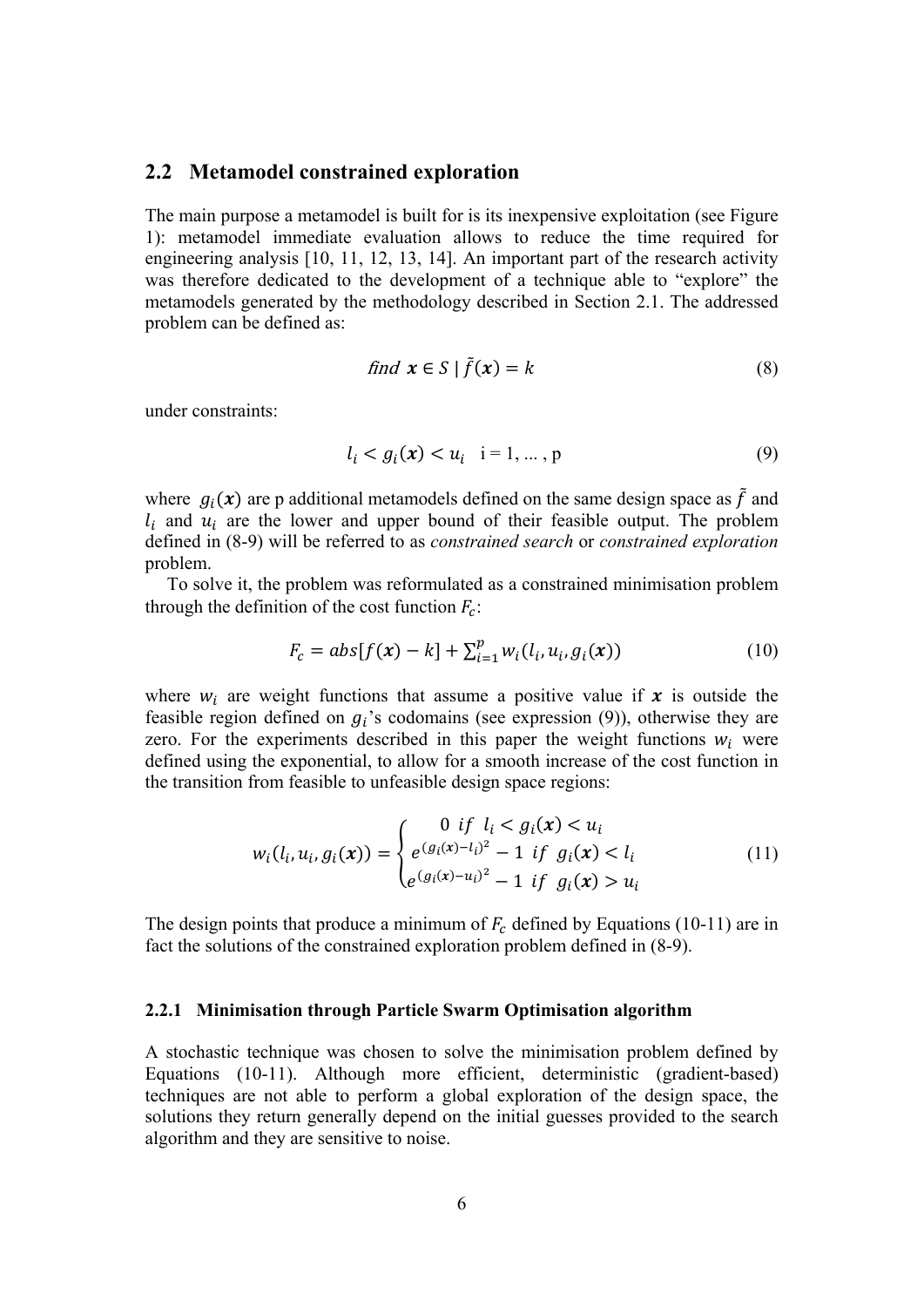## 2.2 Metamodel constrained exploration

The main purpose a metamodel is built for is its inexpensive exploitation (see Figure 1): metamodel immediate evaluation allows to reduce the time required for engineering analysis [10, 11, 12, 13, 14]. An important part of the research activity was therefore dedicated to the development of a technique able to "explore" the metamodels generated by the methodology described in Section 2.1. The addressed problem can be defined as:

$$\textit{find } \boldsymbol{x} \in S \mid \tilde{f}(\boldsymbol{x}) = k \tag{8}$$

under constraints:

$$l_i < g_i(\boldsymbol{x}) < u_i \quad \text{i = 1, ... , p} \tag{9}$$

where $g_i(\boldsymbol{x})$ are p additional metamodels defined on the same design space as $\tilde{f}$ and $l_i$ and $u_i$ are the lower and upper bound of their feasible output. The problem defined in (8-9) will be referred to as *constrained search* or *constrained exploration* problem.

To solve it, the problem was reformulated as a constrained minimisation problem through the definition of the cost function $F_c$:

$$F_c = abs[f(\boldsymbol{x}) - k] + \sum_{i=1}^{p} w_i(l_i, u_i, g_i(\boldsymbol{x})) \tag{10}$$

where $w_i$ are weight functions that assume a positive value if $\boldsymbol{x}$ is outside the feasible region defined on $g_i$'s codomains (see expression (9)), otherwise they are zero. For the experiments described in this paper the weight functions $w_i$ were defined using the exponential, to allow for a smooth increase of the cost function in the transition from feasible to unfeasible design space regions:

$$w_i(l_i, u_i, g_i(\boldsymbol{x})) = \begin{cases} 0 \ \ if \ \ l_i < g_i(\boldsymbol{x}) < u_i \\ e^{(g_i(\boldsymbol{x}) - l_i)^2} - 1 \ \ if \ \ g_i(\boldsymbol{x}) < l_i \\ e^{(g_i(\boldsymbol{x}) - u_i)^2} - 1 \ \ if \ \ g_i(\boldsymbol{x}) > u_i \end{cases} \tag{11}$$

The design points that produce a minimum of $F_c$ defined by Equations (10-11) are in fact the solutions of the constrained exploration problem defined in (8-9).

### 2.2.1 Minimisation through Particle Swarm Optimisation algorithm

A stochastic technique was chosen to solve the minimisation problem defined by Equations (10-11). Although more efficient, deterministic (gradient-based) techniques are not able to perform a global exploration of the design space, the solutions they return generally depend on the initial guesses provided to the search algorithm and they are sensitive to noise.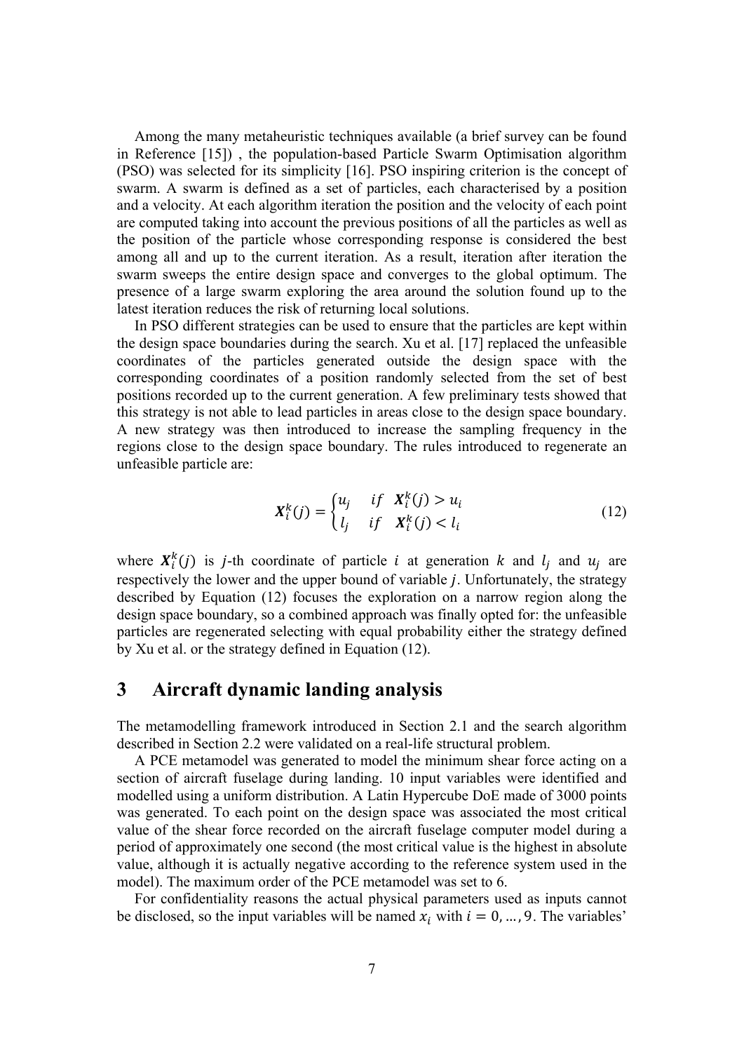Among the many metaheuristic techniques available (a brief survey can be found in Reference [15]) , the population-based Particle Swarm Optimisation algorithm (PSO) was selected for its simplicity [16]. PSO inspiring criterion is the concept of swarm. A swarm is defined as a set of particles, each characterised by a position and a velocity. At each algorithm iteration the position and the velocity of each point are computed taking into account the previous positions of all the particles as well as the position of the particle whose corresponding response is considered the best among all and up to the current iteration. As a result, iteration after iteration the swarm sweeps the entire design space and converges to the global optimum. The presence of a large swarm exploring the area around the solution found up to the latest iteration reduces the risk of returning local solutions.

In PSO different strategies can be used to ensure that the particles are kept within the design space boundaries during the search. Xu et al. [17] replaced the unfeasible coordinates of the particles generated outside the design space with the corresponding coordinates of a position randomly selected from the set of best positions recorded up to the current generation. A few preliminary tests showed that this strategy is not able to lead particles in areas close to the design space boundary. A new strategy was then introduced to increase the sampling frequency in the regions close to the design space boundary. The rules introduced to regenerate an unfeasible particle are:

$$
\boldsymbol{X}_i^k(j) = \begin{cases} u_j & if \;\; \boldsymbol{X}_i^k(j) > u_i \\ l_j & if \;\; \boldsymbol{X}_i^k(j) < l_i \end{cases} \tag{12}
$$

where $\boldsymbol{X}_i^k(j)$ is $j$-th coordinate of particle $i$ at generation $k$ and $l_j$ and $u_j$ are respectively the lower and the upper bound of variable $j$. Unfortunately, the strategy described by Equation (12) focuses the exploration on a narrow region along the design space boundary, so a combined approach was finally opted for: the unfeasible particles are regenerated selecting with equal probability either the strategy defined by Xu et al. or the strategy defined in Equation (12).

# 3 Aircraft dynamic landing analysis

The metamodelling framework introduced in Section 2.1 and the search algorithm described in Section 2.2 were validated on a real-life structural problem.

A PCE metamodel was generated to model the minimum shear force acting on a section of aircraft fuselage during landing. 10 input variables were identified and modelled using a uniform distribution. A Latin Hypercube DoE made of 3000 points was generated. To each point on the design space was associated the most critical value of the shear force recorded on the aircraft fuselage computer model during a period of approximately one second (the most critical value is the highest in absolute value, although it is actually negative according to the reference system used in the model). The maximum order of the PCE metamodel was set to 6.

For confidentiality reasons the actual physical parameters used as inputs cannot be disclosed, so the input variables will be named $x_i$ with $i = 0, \ldots, 9$. The variables'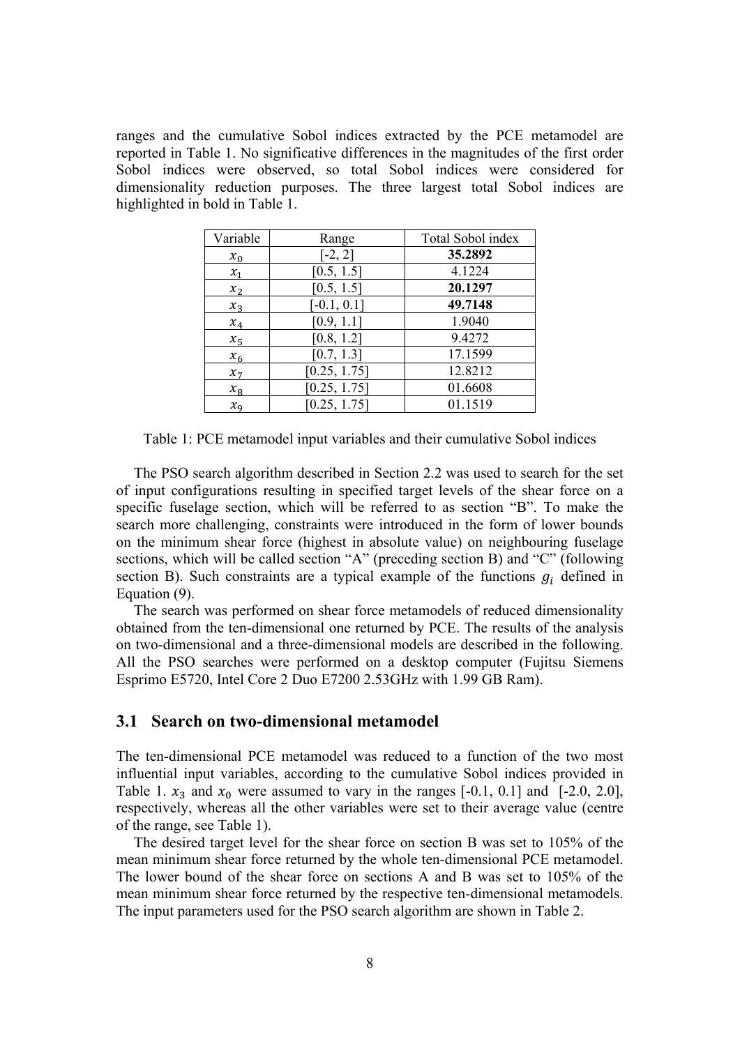ranges and the cumulative Sobol indices extracted by the PCE metamodel are reported in Table 1. No significative differences in the magnitudes of the first order Sobol indices were observed, so total Sobol indices were considered for dimensionality reduction purposes. The three largest total Sobol indices are highlighted in bold in Table 1.

| Variable | Range | Total Sobol index |
|---|---|---|
| $x_0$ | [-2, 2] | **35.2892** |
| $x_1$ | [0.5, 1.5] | 4.1224 |
| $x_2$ | [0.5, 1.5] | **20.1297** |
| $x_3$ | [-0.1, 0.1] | **49.7148** |
| $x_4$ | [0.9, 1.1] | 1.9040 |
| $x_5$ | [0.8, 1.2] | 9.4272 |
| $x_6$ | [0.7, 1.3] | 17.1599 |
| $x_7$ | [0.25, 1.75] | 12.8212 |
| $x_8$ | [0.25, 1.75] | 01.6608 |
| $x_9$ | [0.25, 1.75] | 01.1519 |

Table 1: PCE metamodel input variables and their cumulative Sobol indices

The PSO search algorithm described in Section 2.2 was used to search for the set of input configurations resulting in specified target levels of the shear force on a specific fuselage section, which will be referred to as section "B". To make the search more challenging, constraints were introduced in the form of lower bounds on the minimum shear force (highest in absolute value) on neighbouring fuselage sections, which will be called section "A" (preceding section B) and "C" (following section B). Such constraints are a typical example of the functions $g_i$ defined in Equation (9).

The search was performed on shear force metamodels of reduced dimensionality obtained from the ten-dimensional one returned by PCE. The results of the analysis on two-dimensional and a three-dimensional models are described in the following. All the PSO searches were performed on a desktop computer (Fujitsu Siemens Esprimo E5720, Intel Core 2 Duo E7200 2.53GHz with 1.99 GB Ram).

## 3.1 Search on two-dimensional metamodel

The ten-dimensional PCE metamodel was reduced to a function of the two most influential input variables, according to the cumulative Sobol indices provided in Table 1. $x_3$ and $x_0$ were assumed to vary in the ranges [-0.1, 0.1] and [-2.0, 2.0], respectively, whereas all the other variables were set to their average value (centre of the range, see Table 1).

The desired target level for the shear force on section B was set to 105% of the mean minimum shear force returned by the whole ten-dimensional PCE metamodel. The lower bound of the shear force on sections A and B was set to 105% of the mean minimum shear force returned by the respective ten-dimensional metamodels. The input parameters used for the PSO search algorithm are shown in Table 2.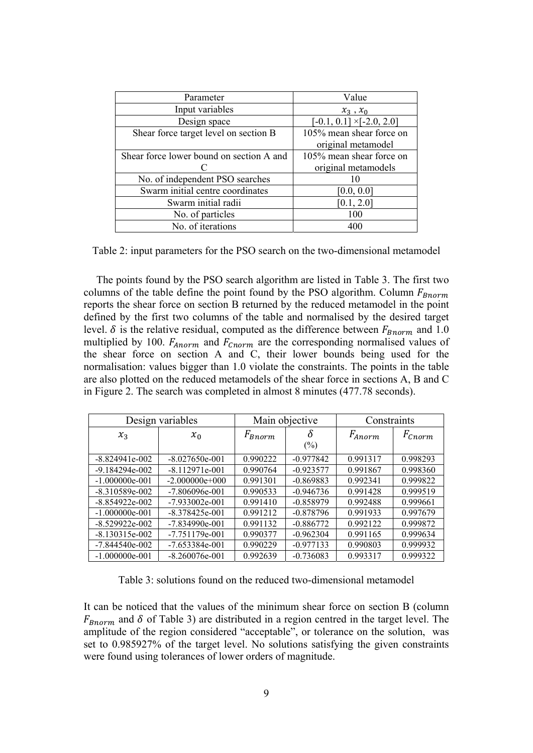| Parameter | Value |
|---|---|
| Input variables | $x_3$ , $x_0$ |
| Design space | [-0.1, 0.1] ×[-2.0, 2.0] |
| Shear force target level on section B | 105% mean shear force on original metamodel |
| Shear force lower bound on section A and C | 105% mean shear force on original metamodels |
| No. of independent PSO searches | 10 |
| Swarm initial centre coordinates | [0.0, 0.0] |
| Swarm initial radii | [0.1, 2.0] |
| No. of particles | 100 |
| No. of iterations | 400 |

Table 2: input parameters for the PSO search on the two-dimensional metamodel

The points found by the PSO search algorithm are listed in Table 3. The first two columns of the table define the point found by the PSO algorithm. Column $F_{Bnorm}$ reports the shear force on section B returned by the reduced metamodel in the point defined by the first two columns of the table and normalised by the desired target level. $\delta$ is the relative residual, computed as the difference between $F_{Bnorm}$ and 1.0 multiplied by 100. $F_{Anorm}$ and $F_{Cnorm}$ are the corresponding normalised values of the shear force on section A and C, their lower bounds being used for the normalisation: values bigger than 1.0 violate the constraints. The points in the table are also plotted on the reduced metamodels of the shear force in sections A, B and C in Figure 2. The search was completed in almost 8 minutes (477.78 seconds).

| Design variables | | Main objective | | Constraints | |
|---|---|---|---|---|---|
| $x_3$ | $x_0$ | $F_{Bnorm}$ | $\delta$ (%) | $F_{Anorm}$ | $F_{Cnorm}$ |
| -8.824941e-002 | -8.027650e-001 | 0.990222 | -0.977842 | 0.991317 | 0.998293 |
| -9.184294e-002 | -8.112971e-001 | 0.990764 | -0.923577 | 0.991867 | 0.998360 |
| -1.000000e-001 | -2.000000e+000 | 0.991301 | -0.869883 | 0.992341 | 0.999822 |
| -8.310589e-002 | -7.806096e-001 | 0.990533 | -0.946736 | 0.991428 | 0.999519 |
| -8.854922e-002 | -7.933002e-001 | 0.991410 | -0.858979 | 0.992488 | 0.999661 |
| -1.000000e-001 | -8.378425e-001 | 0.991212 | -0.878796 | 0.991933 | 0.997679 |
| -8.529922e-002 | -7.834990e-001 | 0.991132 | -0.886772 | 0.992122 | 0.999872 |
| -8.130315e-002 | -7.751179e-001 | 0.990377 | -0.962304 | 0.991165 | 0.999634 |
| -7.844540e-002 | -7.653384e-001 | 0.990229 | -0.977133 | 0.990803 | 0.999932 |
| -1.000000e-001 | -8.260076e-001 | 0.992639 | -0.736083 | 0.993317 | 0.999322 |

Table 3: solutions found on the reduced two-dimensional metamodel

It can be noticed that the values of the minimum shear force on section B (column $F_{Bnorm}$ and $\delta$ of Table 3) are distributed in a region centred in the target level. The amplitude of the region considered "acceptable", or tolerance on the solution, was set to 0.985927% of the target level. No solutions satisfying the given constraints were found using tolerances of lower orders of magnitude.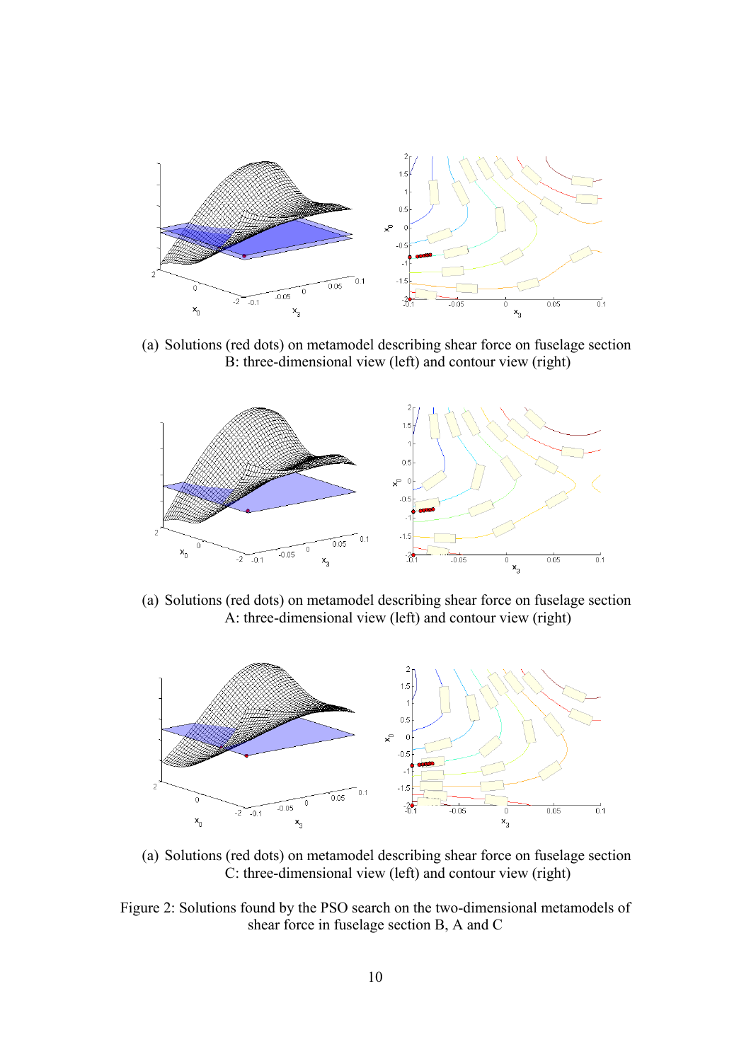(a) Solutions (red dots) on metamodel describing shear force on fuselage section B: three-dimensional view (left) and contour view (right)

(a) Solutions (red dots) on metamodel describing shear force on fuselage section A: three-dimensional view (left) and contour view (right)

(a) Solutions (red dots) on metamodel describing shear force on fuselage section C: three-dimensional view (left) and contour view (right)

Figure 2: Solutions found by the PSO search on the two-dimensional metamodels of shear force in fuselage section B, A and C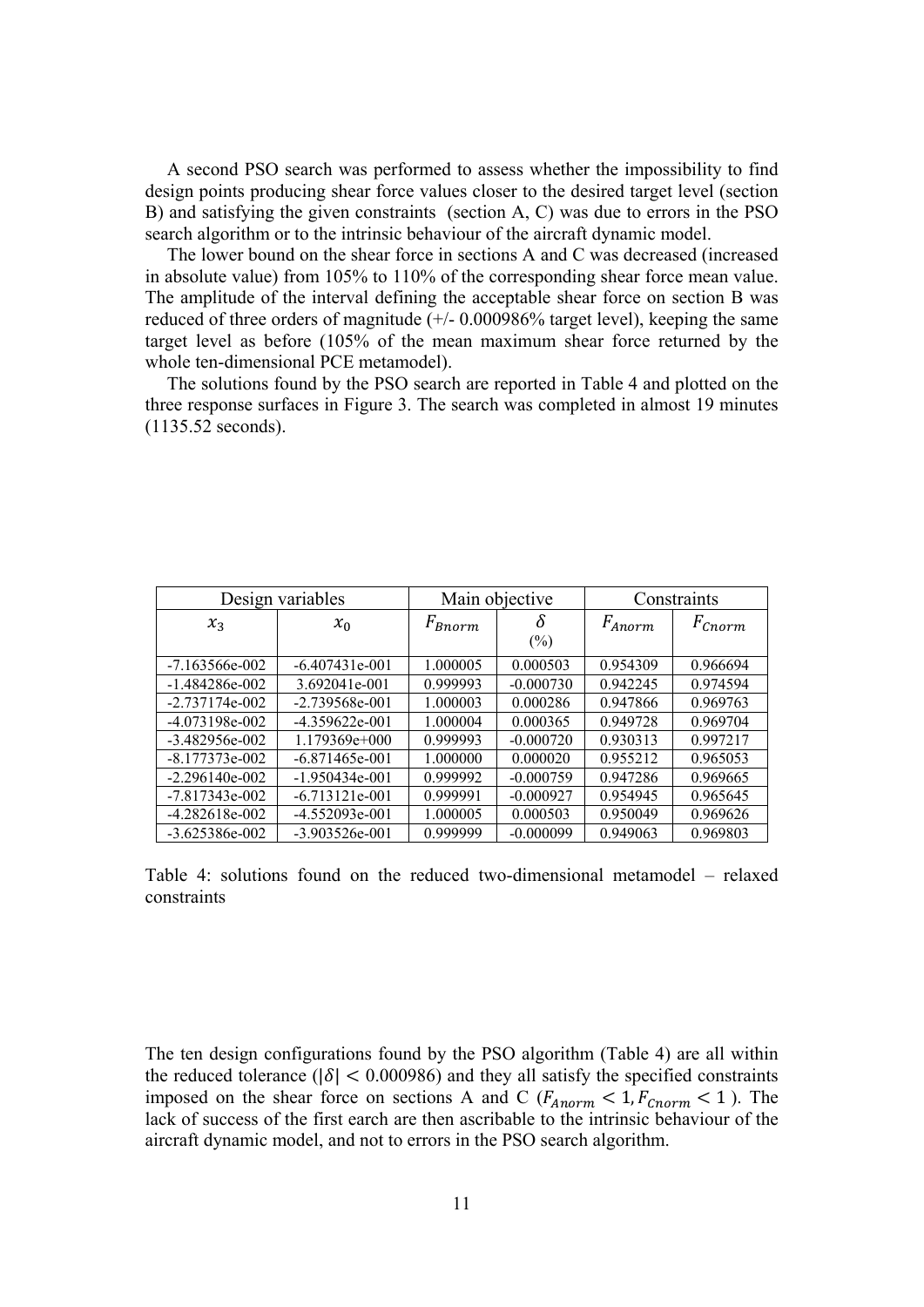A second PSO search was performed to assess whether the impossibility to find design points producing shear force values closer to the desired target level (section B) and satisfying the given constraints (section A, C) was due to errors in the PSO search algorithm or to the intrinsic behaviour of the aircraft dynamic model.

The lower bound on the shear force in sections A and C was decreased (increased in absolute value) from 105% to 110% of the corresponding shear force mean value. The amplitude of the interval defining the acceptable shear force on section B was reduced of three orders of magnitude (+/- 0.000986% target level), keeping the same target level as before (105% of the mean maximum shear force returned by the whole ten-dimensional PCE metamodel).

The solutions found by the PSO search are reported in Table 4 and plotted on the three response surfaces in Figure 3. The search was completed in almost 19 minutes (1135.52 seconds).

| Design variables | | Main objective | | Constraints | |
|---|---|---|---|---|---|
| $x_3$ | $x_0$ | $F_{Bnorm}$ | $\delta$ (%) | $F_{Anorm}$ | $F_{Cnorm}$ |
| -7.163566e-002 | -6.407431e-001 | 1.000005 | 0.000503 | 0.954309 | 0.966694 |
| -1.484286e-002 | 3.692041e-001 | 0.999993 | -0.000730 | 0.942245 | 0.974594 |
| -2.737174e-002 | -2.739568e-001 | 1.000003 | 0.000286 | 0.947866 | 0.969763 |
| -4.073198e-002 | -4.359622e-001 | 1.000004 | 0.000365 | 0.949728 | 0.969704 |
| -3.482956e-002 | 1.179369e+000 | 0.999993 | -0.000720 | 0.930313 | 0.997217 |
| -8.177373e-002 | -6.871465e-001 | 1.000000 | 0.000020 | 0.955212 | 0.965053 |
| -2.296140e-002 | -1.950434e-001 | 0.999992 | -0.000759 | 0.947286 | 0.969665 |
| -7.817343e-002 | -6.713121e-001 | 0.999991 | -0.000927 | 0.954945 | 0.965645 |
| -4.282618e-002 | -4.552093e-001 | 1.000005 | 0.000503 | 0.950049 | 0.969626 |
| -3.625386e-002 | -3.903526e-001 | 0.999999 | -0.000099 | 0.949063 | 0.969803 |

Table 4: solutions found on the reduced two-dimensional metamodel – relaxed constraints

The ten design configurations found by the PSO algorithm (Table 4) are all within the reduced tolerance ($|\delta| < 0.000986$) and they all satisfy the specified constraints imposed on the shear force on sections A and C ($F_{Anorm} < 1, F_{Cnorm} < 1$ ). The lack of success of the first earch are then ascribable to the intrinsic behaviour of the aircraft dynamic model, and not to errors in the PSO search algorithm.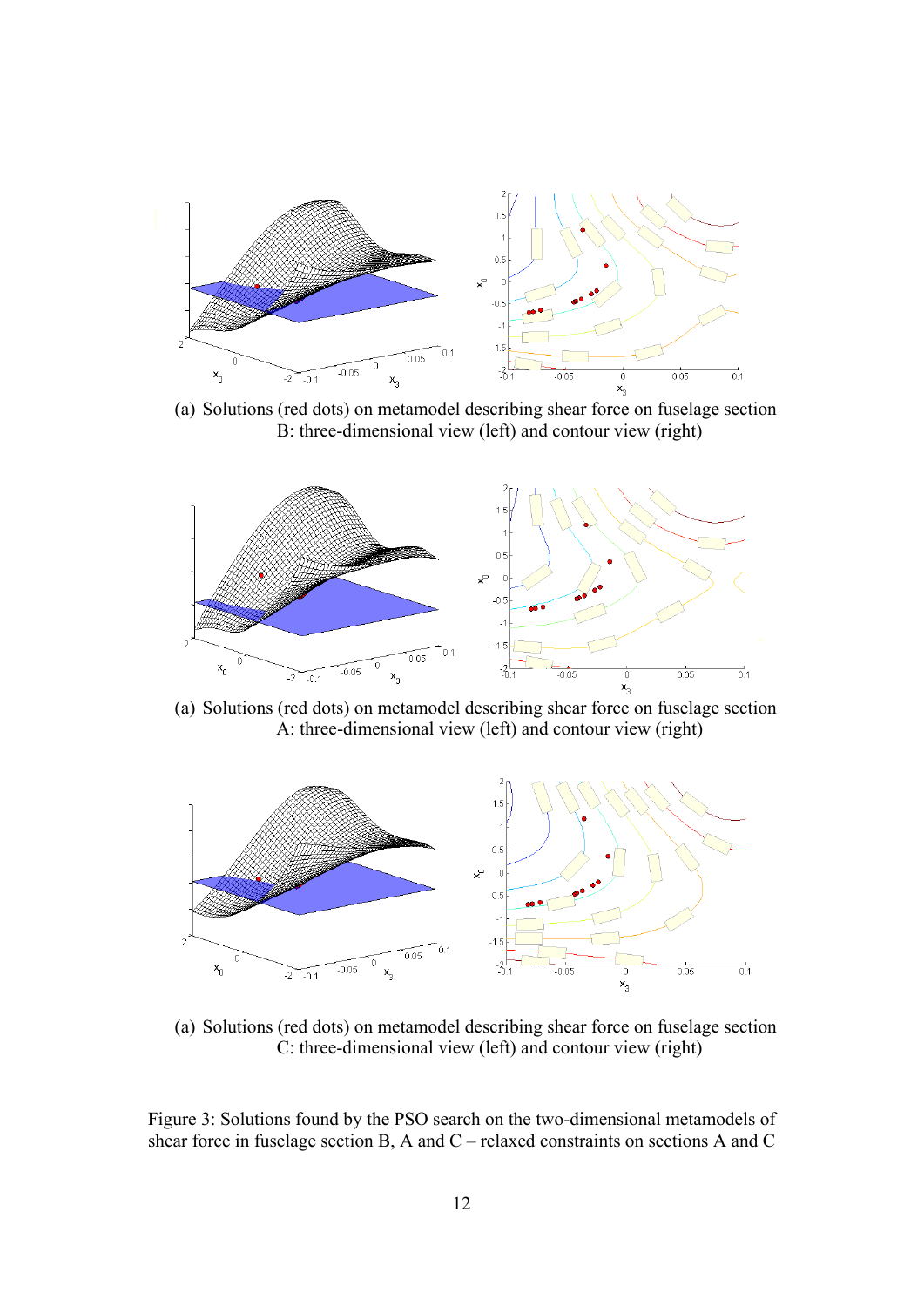(a) Solutions (red dots) on metamodel describing shear force on fuselage section B: three-dimensional view (left) and contour view (right)

(a) Solutions (red dots) on metamodel describing shear force on fuselage section A: three-dimensional view (left) and contour view (right)

(a) Solutions (red dots) on metamodel describing shear force on fuselage section C: three-dimensional view (left) and contour view (right)

Figure 3: Solutions found by the PSO search on the two-dimensional metamodels of shear force in fuselage section B, A and C – relaxed constraints on sections A and C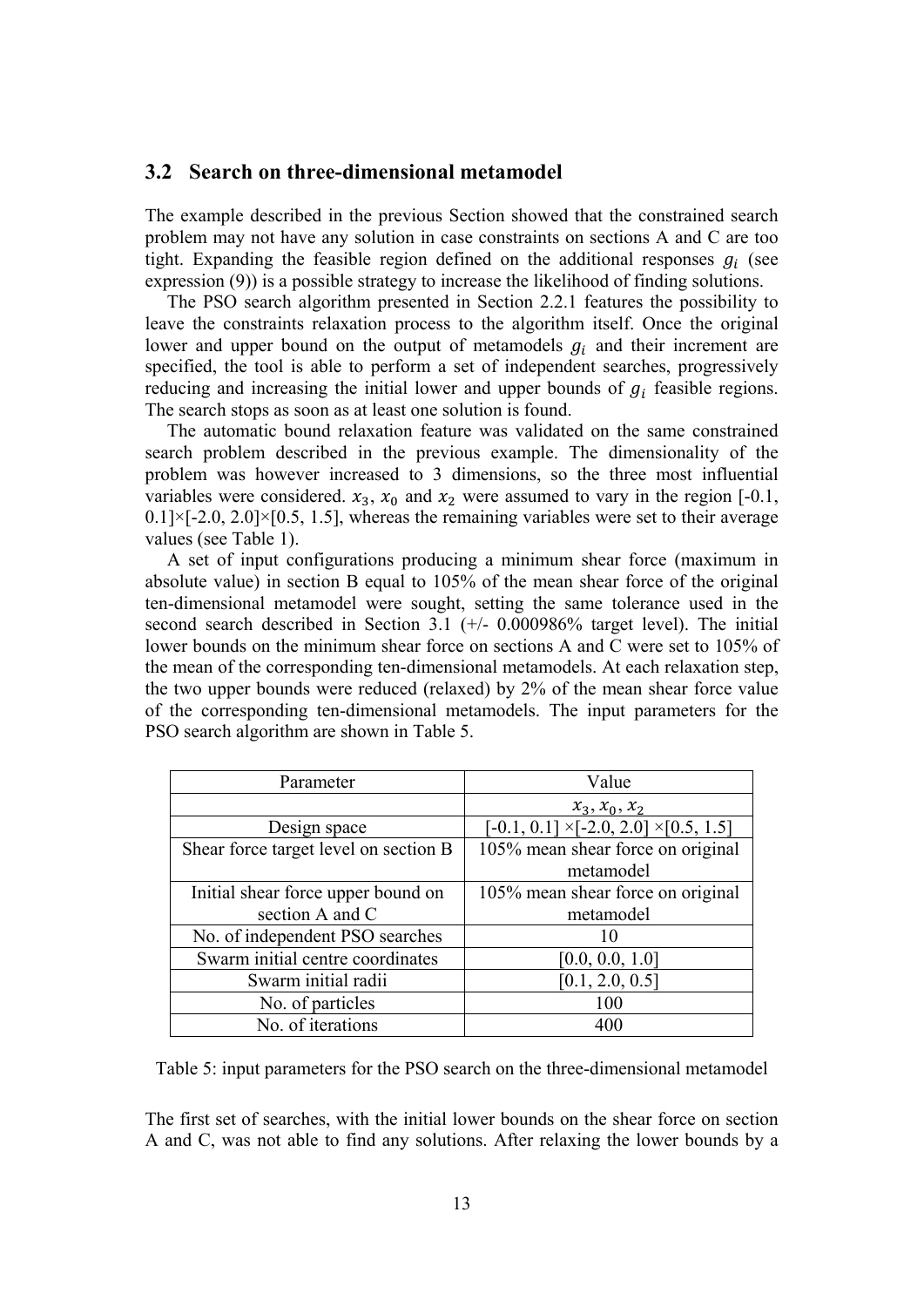## 3.2 Search on three-dimensional metamodel

The example described in the previous Section showed that the constrained search problem may not have any solution in case constraints on sections A and C are too tight. Expanding the feasible region defined on the additional responses $g_i$ (see expression (9)) is a possible strategy to increase the likelihood of finding solutions.

The PSO search algorithm presented in Section 2.2.1 features the possibility to leave the constraints relaxation process to the algorithm itself. Once the original lower and upper bound on the output of metamodels $g_i$ and their increment are specified, the tool is able to perform a set of independent searches, progressively reducing and increasing the initial lower and upper bounds of $g_i$ feasible regions. The search stops as soon as at least one solution is found.

The automatic bound relaxation feature was validated on the same constrained search problem described in the previous example. The dimensionality of the problem was however increased to 3 dimensions, so the three most influential variables were considered. $x_3$, $x_0$ and $x_2$ were assumed to vary in the region [-0.1, 0.1]×[-2.0, 2.0]×[0.5, 1.5], whereas the remaining variables were set to their average values (see Table 1).

A set of input configurations producing a minimum shear force (maximum in absolute value) in section B equal to 105% of the mean shear force of the original ten-dimensional metamodel were sought, setting the same tolerance used in the second search described in Section 3.1 (+/- 0.000986% target level). The initial lower bounds on the minimum shear force on sections A and C were set to 105% of the mean of the corresponding ten-dimensional metamodels. At each relaxation step, the two upper bounds were reduced (relaxed) by 2% of the mean shear force value of the corresponding ten-dimensional metamodels. The input parameters for the PSO search algorithm are shown in Table 5.

| Parameter | Value |
|---|---|
| | $x_3, x_0, x_2$ |
| Design space | [-0.1, 0.1] ×[-2.0, 2.0] ×[0.5, 1.5] |
| Shear force target level on section B | 105% mean shear force on original metamodel |
| Initial shear force upper bound on section A and C | 105% mean shear force on original metamodel |
| No. of independent PSO searches | 10 |
| Swarm initial centre coordinates | [0.0, 0.0, 1.0] |
| Swarm initial radii | [0.1, 2.0, 0.5] |
| No. of particles | 100 |
| No. of iterations | 400 |

Table 5: input parameters for the PSO search on the three-dimensional metamodel

The first set of searches, with the initial lower bounds on the shear force on section A and C, was not able to find any solutions. After relaxing the lower bounds by a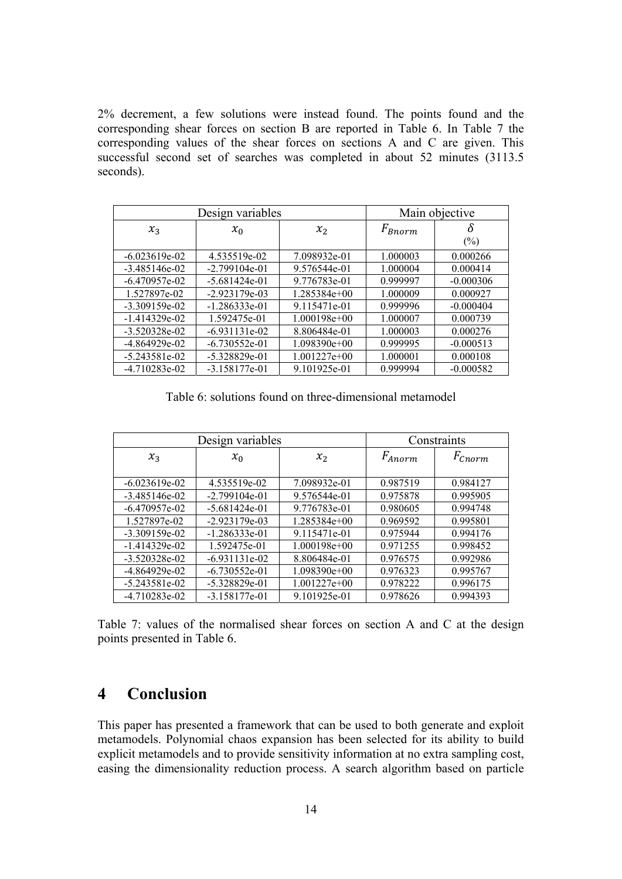2% decrement, a few solutions were instead found. The points found and the corresponding shear forces on section B are reported in Table 6. In Table 7 the corresponding values of the shear forces on sections A and C are given. This successful second set of searches was completed in about 52 minutes (3113.5 seconds).

| Design variables | | | Main objective | |
|---|---|---|---|---|
| $x_3$ | $x_0$ | $x_2$ | $F_{Bnorm}$ | $\delta$ (%) |
| -6.023619e-02 | 4.535519e-02 | 7.098932e-01 | 1.000003 | 0.000266 |
| -3.485146e-02 | -2.799104e-01 | 9.576544e-01 | 1.000004 | 0.000414 |
| -6.470957e-02 | -5.681424e-01 | 9.776783e-01 | 0.999997 | -0.000306 |
| 1.527897e-02 | -2.923179e-03 | 1.285384e+00 | 1.000009 | 0.000927 |
| -3.309159e-02 | -1.286333e-01 | 9.115471e-01 | 0.999996 | -0.000404 |
| -1.414329e-02 | 1.592475e-01 | 1.000198e+00 | 1.000007 | 0.000739 |
| -3.520328e-02 | -6.931131e-02 | 8.806484e-01 | 1.000003 | 0.000276 |
| -4.864929e-02 | -6.730552e-01 | 1.098390e+00 | 0.999995 | -0.000513 |
| -5.243581e-02 | -5.328829e-01 | 1.001227e+00 | 1.000001 | 0.000108 |
| -4.710283e-02 | -3.158177e-01 | 9.101925e-01 | 0.999994 | -0.000582 |

Table 6: solutions found on three-dimensional metamodel

| Design variables | | | Constraints | |
|---|---|---|---|---|
| $x_3$ | $x_0$ | $x_2$ | $F_{Anorm}$ | $F_{Cnorm}$ |
| -6.023619e-02 | 4.535519e-02 | 7.098932e-01 | 0.987519 | 0.984127 |
| -3.485146e-02 | -2.799104e-01 | 9.576544e-01 | 0.975878 | 0.995905 |
| -6.470957e-02 | -5.681424e-01 | 9.776783e-01 | 0.980605 | 0.994748 |
| 1.527897e-02 | -2.923179e-03 | 1.285384e+00 | 0.969592 | 0.995801 |
| -3.309159e-02 | -1.286333e-01 | 9.115471e-01 | 0.975944 | 0.994176 |
| -1.414329e-02 | 1.592475e-01 | 1.000198e+00 | 0.971255 | 0.998452 |
| -3.520328e-02 | -6.931131e-02 | 8.806484e-01 | 0.976575 | 0.992986 |
| -4.864929e-02 | -6.730552e-01 | 1.098390e+00 | 0.976323 | 0.995767 |
| -5.243581e-02 | -5.328829e-01 | 1.001227e+00 | 0.978222 | 0.996175 |
| -4.710283e-02 | -3.158177e-01 | 9.101925e-01 | 0.978626 | 0.994393 |

Table 7: values of the normalised shear forces on section A and C at the design points presented in Table 6.

# 4 Conclusion

This paper has presented a framework that can be used to both generate and exploit metamodels. Polynomial chaos expansion has been selected for its ability to build explicit metamodels and to provide sensitivity information at no extra sampling cost, easing the dimensionality reduction process. A search algorithm based on particle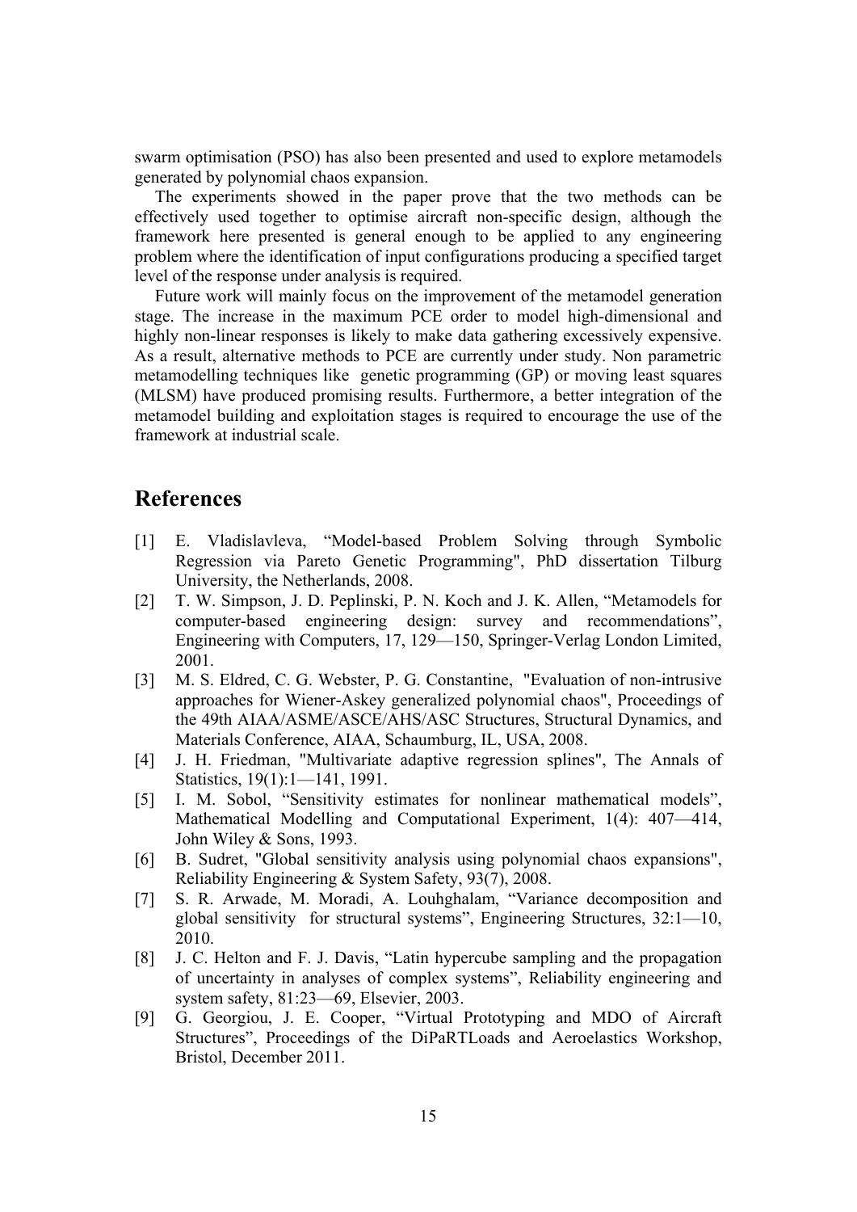swarm optimisation (PSO) has also been presented and used to explore metamodels generated by polynomial chaos expansion.

The experiments showed in the paper prove that the two methods can be effectively used together to optimise aircraft non-specific design, although the framework here presented is general enough to be applied to any engineering problem where the identification of input configurations producing a specified target level of the response under analysis is required.

Future work will mainly focus on the improvement of the metamodel generation stage. The increase in the maximum PCE order to model high-dimensional and highly non-linear responses is likely to make data gathering excessively expensive. As a result, alternative methods to PCE are currently under study. Non parametric metamodelling techniques like genetic programming (GP) or moving least squares (MLSM) have produced promising results. Furthermore, a better integration of the metamodel building and exploitation stages is required to encourage the use of the framework at industrial scale.

## References

[1] E. Vladislavleva, "Model-based Problem Solving through Symbolic Regression via Pareto Genetic Programming", PhD dissertation Tilburg University, the Netherlands, 2008.

[2] T. W. Simpson, J. D. Peplinski, P. N. Koch and J. K. Allen, "Metamodels for computer-based engineering design: survey and recommendations", Engineering with Computers, 17, 129—150, Springer-Verlag London Limited, 2001.

[3] M. S. Eldred, C. G. Webster, P. G. Constantine, "Evaluation of non-intrusive approaches for Wiener-Askey generalized polynomial chaos", Proceedings of the 49th AIAA/ASME/ASCE/AHS/ASC Structures, Structural Dynamics, and Materials Conference, AIAA, Schaumburg, IL, USA, 2008.

[4] J. H. Friedman, "Multivariate adaptive regression splines", The Annals of Statistics, 19(1):1—141, 1991.

[5] I. M. Sobol, "Sensitivity estimates for nonlinear mathematical models", Mathematical Modelling and Computational Experiment, 1(4): 407—414, John Wiley & Sons, 1993.

[6] B. Sudret, "Global sensitivity analysis using polynomial chaos expansions", Reliability Engineering & System Safety, 93(7), 2008.

[7] S. R. Arwade, M. Moradi, A. Louhghalam, "Variance decomposition and global sensitivity for structural systems", Engineering Structures, 32:1—10, 2010.

[8] J. C. Helton and F. J. Davis, "Latin hypercube sampling and the propagation of uncertainty in analyses of complex systems", Reliability engineering and system safety, 81:23—69, Elsevier, 2003.

[9] G. Georgiou, J. E. Cooper, "Virtual Prototyping and MDO of Aircraft Structures", Proceedings of the DiPaRTLoads and Aeroelastics Workshop, Bristol, December 2011.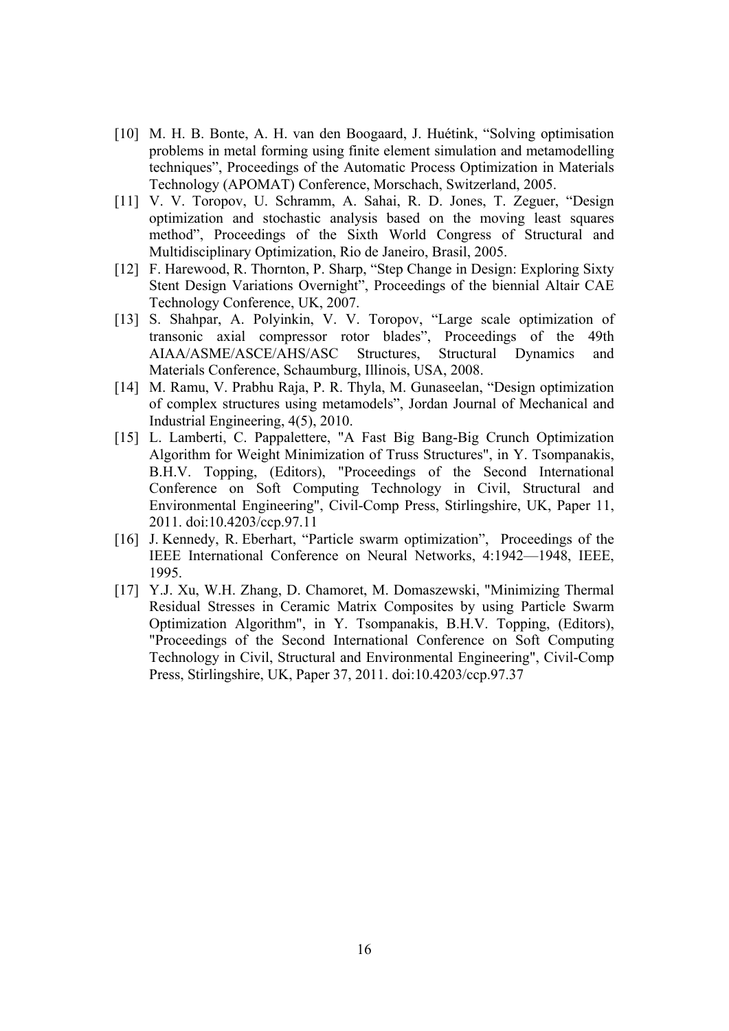[10] M. H. B. Bonte, A. H. van den Boogaard, J. Huétink, “Solving optimisation problems in metal forming using finite element simulation and metamodelling techniques”, Proceedings of the Automatic Process Optimization in Materials Technology (APOMAT) Conference, Morschach, Switzerland, 2005.

[11] V. V. Toropov, U. Schramm, A. Sahai, R. D. Jones, T. Zeguer, “Design optimization and stochastic analysis based on the moving least squares method”, Proceedings of the Sixth World Congress of Structural and Multidisciplinary Optimization, Rio de Janeiro, Brasil, 2005.

[12] F. Harewood, R. Thornton, P. Sharp, “Step Change in Design: Exploring Sixty Stent Design Variations Overnight”, Proceedings of the biennial Altair CAE Technology Conference, UK, 2007.

[13] S. Shahpar, A. Polyinkin, V. V. Toropov, “Large scale optimization of transonic axial compressor rotor blades”, Proceedings of the 49th AIAA/ASME/ASCE/AHS/ASC Structures, Structural Dynamics and Materials Conference, Schaumburg, Illinois, USA, 2008.

[14] M. Ramu, V. Prabhu Raja, P. R. Thyla, M. Gunaseelan, “Design optimization of complex structures using metamodels”, Jordan Journal of Mechanical and Industrial Engineering, 4(5), 2010.

[15] L. Lamberti, C. Pappalettere, "A Fast Big Bang-Big Crunch Optimization Algorithm for Weight Minimization of Truss Structures", in Y. Tsompanakis, B.H.V. Topping, (Editors), "Proceedings of the Second International Conference on Soft Computing Technology in Civil, Structural and Environmental Engineering", Civil-Comp Press, Stirlingshire, UK, Paper 11, 2011. doi:10.4203/ccp.97.11

[16] J. Kennedy, R. Eberhart, “Particle swarm optimization”, Proceedings of the IEEE International Conference on Neural Networks, 4:1942—1948, IEEE, 1995.

[17] Y.J. Xu, W.H. Zhang, D. Chamoret, M. Domaszewski, "Minimizing Thermal Residual Stresses in Ceramic Matrix Composites by using Particle Swarm Optimization Algorithm", in Y. Tsompanakis, B.H.V. Topping, (Editors), "Proceedings of the Second International Conference on Soft Computing Technology in Civil, Structural and Environmental Engineering", Civil-Comp Press, Stirlingshire, UK, Paper 37, 2011. doi:10.4203/ccp.97.37